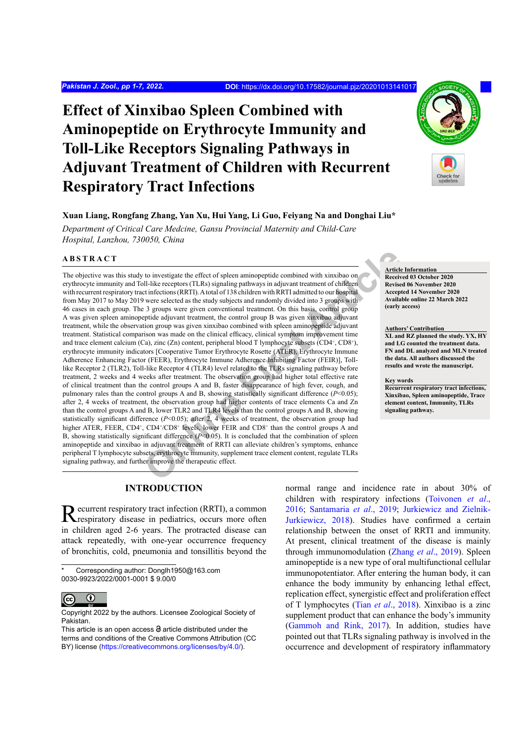# Effect of Xinxibao Spleen Combined with Aminopeptide on Erythrocyte Immunity and Toll-Like Receptors Signaling Pathways in Adjuvant Treatment of Children with Recurrent Respiratory Tract Infections

**Xuan Liang, Rongfang Zhang, Yan Xu, Hui Yang, Li Guo, Feiyang Na and Donghai Liu***

*Department of Critical Care Medcine, Gansu Provincial Maternity and Child-Care Hospital, Lanzhou, 730050, China*

## ABSTRACT

The objective was this study to investigate the effect of spleen aminopeptide combined with xinxibao on erythrocyte immunity and Toll-like receptors (TLRs) signaling pathways in adjuvant treatment of children with recurrent respiratory tract infections (RRTI). A total of 138 children with RRTI admitted to our hospital from May 2017 to May 2019 were selected as the study subjects and randomly divided into 3 groups with 46 cases in each group. The 3 groups were given conventional treatment. On this basis, control group A was given spleen aminopeptide adjuvant treatment, the control group B was given xinxibao adjuvant treatment, while the observation group was given xinxibao combined with spleen aminopeptide adjuvant treatment. Statistical comparison was made on the clinical efficacy, clinical symptom improvement time and trace element calcium (Ca), zinc (Zn) content, peripheral blood T lymphocyte subsets ($CD4^+$, $CD8^+$), erythrocyte immunity indicators [Cooperative Tumor Erythrocyte Rosette (ATER), Erythrocyte Immune Adherence Enhancing Factor (FEER), Erythrocyte Immune Adherence Inhibiting Factor (FEIR)], Toll-like Receptor 2 (TLR2), Toll-like Receptor 4 (TLR4) level related to the TLRs signaling pathway before treatment, 2 weeks and 4 weeks after treatment. The observation group had higher total effective rate of clinical treatment than the control groups A and B, faster disappearance of high fever, cough, and pulmonary rales than the control groups A and B, showing statistically significant difference ($P<0.05$); after 2, 4 weeks of treatment, the observation group had higher contents of trace elements Ca and Zn than the control groups A and B, lower TLR2 and TLR4 levels than the control groups A and B, showing statistically significant difference ($P<0.05$); after 2, 4 weeks of treatment, the observation group had higher ATER, FEER, $CD4^+$, $CD4^+/CD8^+$ level, lower FEIR and $CD8^+$ than the control groups A and B, showing statistically significant difference ($P<0.05$). It is concluded that the combination of spleen aminopeptide and xinxibao in adjuvant treatment of RRTI can alleviate children's symptoms, enhance peripheral T lymphocyte subsets, erythrocyte immunity, supplement trace element content, regulate TLRs signaling pathway, and further improve the therapeutic effect.

**Article Information**
Received 03 October 2020
Revised 06 November 2020
Accepted 14 November 2020
Available online 22 March 2022
(early access)

**Authors' Contribution**
XL and RZ planned the study. YX, HY and LG counted the treatment data. FN and DL analyzed and MLN treated the data. All authors discussed the results and wrote the manuscript.

**Key words**
Recurrent respiratory tract infections, Xinxibao, Spleen aminopeptide, Trace element content, Immunity, TLRs signaling pathway.

## INTRODUCTION

Recurrent respiratory tract infection (RRTI), a common respiratory disease in pediatrics, occurs more often in children aged 2-6 years. The protracted disease can attack repeatedly, with one-year occurrence frequency of bronchitis, cold, pneumonia and tonsillitis beyond the normal range and incidence rate in about 30% of children with respiratory infections (Toivonen *et al*., 2016; Santamaria *et al*., 2019; Jurkiewicz and Zielnik-Jurkiewicz, 2018). Studies have confirmed a certain relationship between the onset of RRTI and immunity. At present, clinical treatment of the disease is mainly through immunomodulation (Zhang *et al*., 2019). Spleen aminopeptide is a new type of oral multifunctional cellular immunopotentiator. After entering the human body, it can enhance the body immunity by enhancing lethal effect, replication effect, synergistic effect and proliferation effect of T lymphocytes (Tian *et al*., 2018). Xinxibao is a zinc supplement product that can enhance the body's immunity (Gammoh and Rink, 2017). In addition, studies have pointed out that TLRs signaling pathway is involved in the occurrence and development of respiratory inflammatory

\* Corresponding author: Donglh1950@163.com
0030-9923/2022/0001-0001 $ 9.00/0

Copyright 2022 by the authors. Licensee Zoological Society of Pakistan.
This article is an open access article distributed under the terms and conditions of the Creative Commons Attribution (CC BY) license (https://creativecommons.org/licenses/by/4.0/).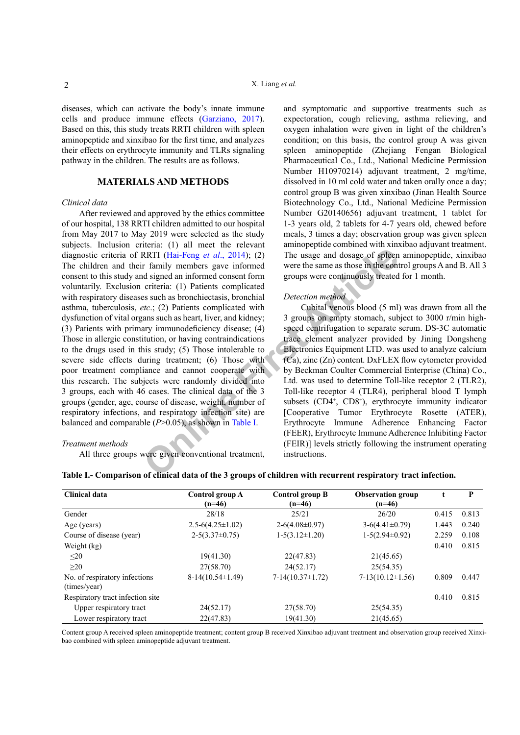diseases, which can activate the body's innate immune cells and produce immune effects (Garziano, 2017). Based on this, this study treats RRTI children with spleen aminopeptide and xinxibao for the first time, and analyzes their effects on erythrocyte immunity and TLRs signaling pathway in the children. The results are as follows.

## MATERIALS AND METHODS

### *Clinical data*

After reviewed and approved by the ethics committee of our hospital, 138 RRTI children admitted to our hospital from May 2017 to May 2019 were selected as the study subjects. Inclusion criteria: (1) all meet the relevant diagnostic criteria of RRTI (Hai-Feng *et al*., 2014); (2) The children and their family members gave informed consent to this study and signed an informed consent form voluntarily. Exclusion criteria: (1) Patients complicated with respiratory diseases such as bronchiectasis, bronchial asthma, tuberculosis, *etc*.; (2) Patients complicated with dysfunction of vital organs such as heart, liver, and kidney; (3) Patients with primary immunodeficiency disease; (4) Those in allergic constitution, or having contraindications to the drugs used in this study; (5) Those intolerable to severe side effects during treatment; (6) Those with poor treatment compliance and cannot cooperate with this research. The subjects were randomly divided into 3 groups, each with 46 cases. The clinical data of the 3 groups (gender, age, course of disease, weight, number of respiratory infections, and respiratory infection site) are balanced and comparable ($P$>0.05), as shown in Table I.

### *Treatment methods*

All three groups were given conventional treatment, and symptomatic and supportive treatments such as expectoration, cough relieving, asthma relieving, and oxygen inhalation were given in light of the children's condition; on this basis, the control group A was given spleen aminopeptide (Zhejiang Fengan Biological Pharmaceutical Co., Ltd., National Medicine Permission Number H10970214) adjuvant treatment, 2 mg/time, dissolved in 10 ml cold water and taken orally once a day; control group B was given xinxibao (Jinan Health Source Biotechnology Co., Ltd., National Medicine Permission Number G20140656) adjuvant treatment, 1 tablet for 1-3 years old, 2 tablets for 4-7 years old, chewed before meals, 3 times a day; observation group was given spleen aminopeptide combined with xinxibao adjuvant treatment. The usage and dosage of spleen aminopeptide, xinxibao were the same as those in the control groups A and B. All 3 groups were continuously treated for 1 month.

### *Detection method*

Cubital venous blood (5 ml) was drawn from all the 3 groups on empty stomach, subject to 3000 r/min high-speed centrifugation to separate serum. DS-3C automatic trace element analyzer provided by Jining Dongsheng Electronics Equipment LTD. was used to analyze calcium (Ca), zinc (Zn) content. DxFLEX flow cytometer provided by Beckman Coulter Commercial Enterprise (China) Co., Ltd. was used to determine Toll-like receptor 2 (TLR2), Toll-like receptor 4 (TLR4), peripheral blood T lymph subsets ($CD4^+$, $CD8^+$), erythrocyte immunity indicator [Cooperative Tumor Erythrocyte Rosette (ATER), Erythrocyte Immune Adherence Enhancing Factor (FEER), Erythrocyte Immune Adherence Inhibiting Factor (FEIR)] levels strictly following the instrument operating instructions.

**Table I.- Comparison of clinical data of the 3 groups of children with recurrent respiratory tract infection.**

| Clinical data | Control group A (n=46) | Control group B (n=46) | Observation group (n=46) | t | P |
|---|---|---|---|---|---|
| Gender | 28/18 | 25/21 | 26/20 | 0.415 | 0.813 |
| Age (years) | 2.5-6(4.25±1.02) | 2-6(4.08±0.97) | 3-6(4.41±0.79) | 1.443 | 0.240 |
| Course of disease (year) | 2-5(3.37±0.75) | 1-5(3.12±1.20) | 1-5(2.94±0.92) | 2.259 | 0.108 |
| Weight (kg) | | | | 0.410 | 0.815 |
| ≤20 | 19(41.30) | 22(47.83) | 21(45.65) | | |
| ≥20 | 27(58.70) | 24(52.17) | 25(54.35) | | |
| No. of respiratory infections (times/year) | 8-14(10.54±1.49) | 7-14(10.37±1.72) | 7-13(10.12±1.56) | 0.809 | 0.447 |
| Respiratory tract infection site | | | | 0.410 | 0.815 |
| Upper respiratory tract | 24(52.17) | 27(58.70) | 25(54.35) | | |
| Lower respiratory tract | 22(47.83) | 19(41.30) | 21(45.65) | | |

Content group A received spleen aminopeptide treatment; content group B received Xinxibao adjuvant treatment and observation group received Xinxibao combined with spleen aminopeptide adjuvant treatment.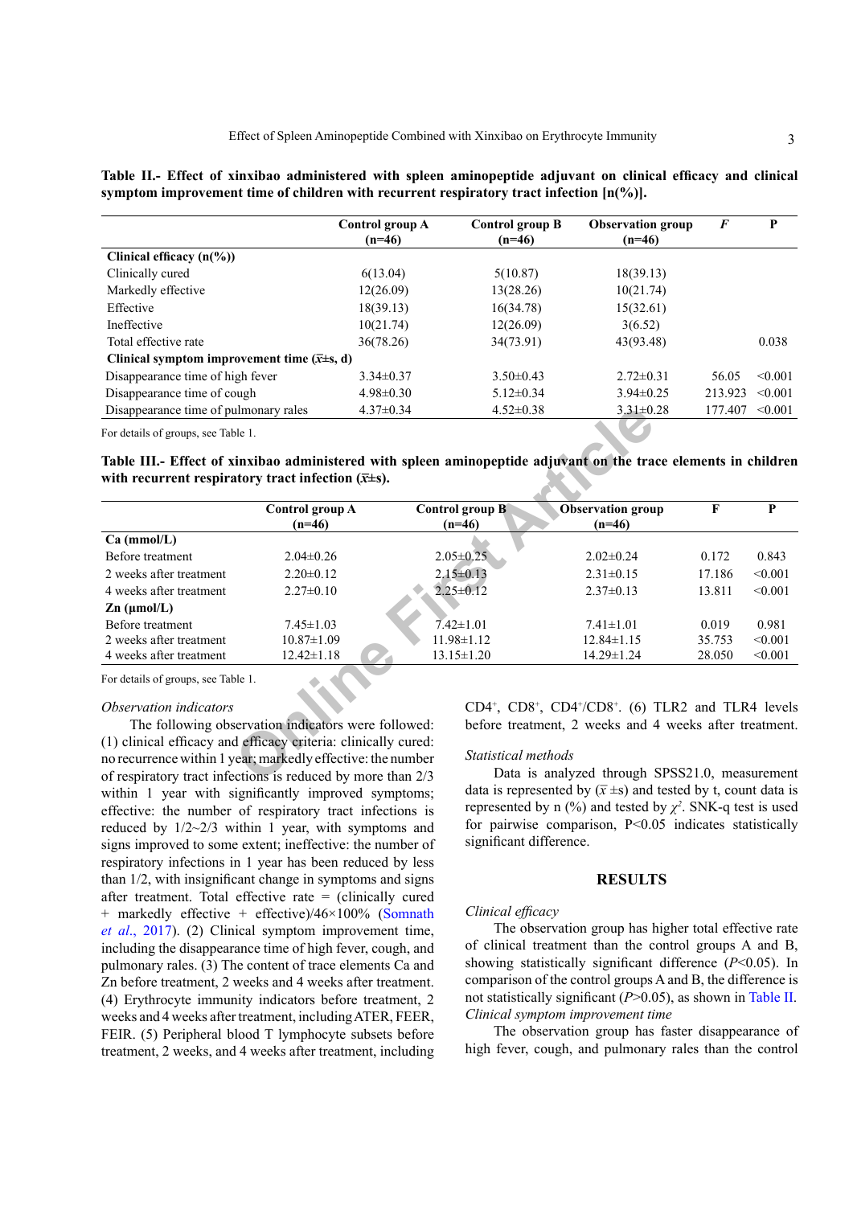**Table II.- Effect of xinxibao administered with spleen aminopeptide adjuvant on clinical efficacy and clinical symptom improvement time of children with recurrent respiratory tract infection [n(%)].**

| | Control group A (n=46) | Control group B (n=46) | Observation group (n=46) | *F* | P |
|---|---|---|---|---|---|
| **Clinical efficacy (n(%))** | | | | | |
| Clinically cured | 6(13.04) | 5(10.87) | 18(39.13) | | |
| Markedly effective | 12(26.09) | 13(28.26) | 10(21.74) | | |
| Effective | 18(39.13) | 16(34.78) | 15(32.61) | | |
| Ineffective | 10(21.74) | 12(26.09) | 3(6.52) | | |
| Total effective rate | 36(78.26) | 34(73.91) | 43(93.48) | | 0.038 |
| **Clinical symptom improvement time ($\bar{x}$±s, d)** | | | | | |
| Disappearance time of high fever | 3.34±0.37 | 3.50±0.43 | 2.72±0.31 | 56.05 | <0.001 |
| Disappearance time of cough | 4.98±0.30 | 5.12±0.34 | 3.94±0.25 | 213.923 | <0.001 |
| Disappearance time of pulmonary rales | 4.37±0.34 | 4.52±0.38 | 3.31±0.28 | 177.407 | <0.001 |

For details of groups, see Table 1.

**Table III.- Effect of xinxibao administered with spleen aminopeptide adjuvant on the trace elements in children with recurrent respiratory tract infection ($\bar{x}$±s).**

| | Control group A (n=46) | Control group B (n=46) | Observation group (n=46) | F | P |
|---|---|---|---|---|---|
| **Ca (mmol/L)** | | | | | |
| Before treatment | 2.04±0.26 | 2.05±0.25 | 2.02±0.24 | 0.172 | 0.843 |
| 2 weeks after treatment | 2.20±0.12 | 2.15±0.13 | 2.31±0.15 | 17.186 | <0.001 |
| 4 weeks after treatment | 2.27±0.10 | 2.25±0.12 | 2.37±0.13 | 13.811 | <0.001 |
| **Zn (μmol/L)** | | | | | |
| Before treatment | 7.45±1.03 | 7.42±1.01 | 7.41±1.01 | 0.019 | 0.981 |
| 2 weeks after treatment | 10.87±1.09 | 11.98±1.12 | 12.84±1.15 | 35.753 | <0.001 |
| 4 weeks after treatment | 12.42±1.18 | 13.15±1.20 | 14.29±1.24 | 28.050 | <0.001 |

For details of groups, see Table 1.

*Observation indicators*

The following observation indicators were followed: (1) clinical efficacy and efficacy criteria: clinically cured: no recurrence within 1 year; markedly effective: the number of respiratory tract infections is reduced by more than 2/3 within 1 year with significantly improved symptoms; effective: the number of respiratory tract infections is reduced by 1/2~2/3 within 1 year, with symptoms and signs improved to some extent; ineffective: the number of respiratory infections in 1 year has been reduced by less than 1/2, with insignificant change in symptoms and signs after treatment. Total effective rate = (clinically cured + markedly effective + effective)/46×100% (Somnath *et al*., 2017). (2) Clinical symptom improvement time, including the disappearance time of high fever, cough, and pulmonary rales. (3) The content of trace elements Ca and Zn before treatment, 2 weeks and 4 weeks after treatment. (4) Erythrocyte immunity indicators before treatment, 2 weeks and 4 weeks after treatment, including ATER, FEER, FEIR. (5) Peripheral blood T lymphocyte subsets before treatment, 2 weeks, and 4 weeks after treatment, including $CD4^+$, $CD8^+$, $CD4^+/CD8^+$. (6) TLR2 and TLR4 levels before treatment, 2 weeks and 4 weeks after treatment.

*Statistical methods*

Data is analyzed through SPSS21.0, measurement data is represented by ($\bar{x}$ ±s) and tested by t, count data is represented by n (%) and tested by $\chi^2$. SNK-q test is used for pairwise comparison, P<0.05 indicates statistically significant difference.

## RESULTS

*Clinical efficacy*

The observation group has higher total effective rate of clinical treatment than the control groups A and B, showing statistically significant difference (*P*<0.05). In comparison of the control groups A and B, the difference is not statistically significant (*P*>0.05), as shown in Table II.

*Clinical symptom improvement time*

The observation group has faster disappearance of high fever, cough, and pulmonary rales than the control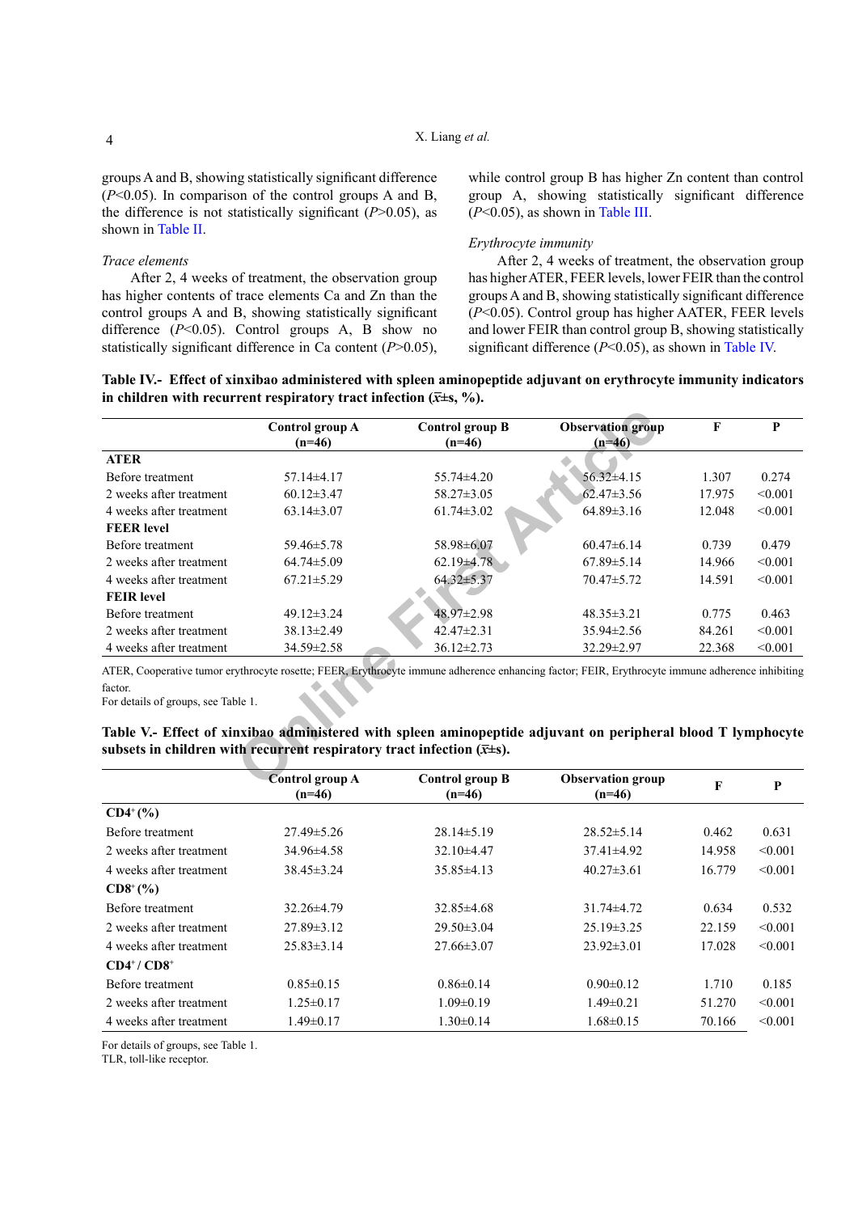groups A and B, showing statistically significant difference ($P<0.05$). In comparison of the control groups A and B, the difference is not statistically significant ($P>0.05$), as shown in Table II.

*Trace elements*

After 2, 4 weeks of treatment, the observation group has higher contents of trace elements Ca and Zn than the control groups A and B, showing statistically significant difference ($P<0.05$). Control groups A, B show no statistically significant difference in Ca content ($P>0.05$), while control group B has higher Zn content than control group A, showing statistically significant difference ($P<0.05$), as shown in Table III.

*Erythrocyte immunity*

After 2, 4 weeks of treatment, the observation group has higher ATER, FEER levels, lower FEIR than the control groups A and B, showing statistically significant difference ($P<0.05$). Control group has higher AATER, FEER levels and lower FEIR than control group B, showing statistically significant difference ($P<0.05$), as shown in Table IV.

**Table IV.- Effect of xinxibao administered with spleen aminopeptide adjuvant on erythrocyte immunity indicators in children with recurrent respiratory tract infection ($\bar{x}$±s, %).**

| | Control group A (n=46) | Control group B (n=46) | Observation group (n=46) | F | P |
|---|---|---|---|---|---|
| **ATER** | | | | | |
| Before treatment | 57.14±4.17 | 55.74±4.20 | 56.32±4.15 | 1.307 | 0.274 |
| 2 weeks after treatment | 60.12±3.47 | 58.27±3.05 | 62.47±3.56 | 17.975 | <0.001 |
| 4 weeks after treatment | 63.14±3.07 | 61.74±3.02 | 64.89±3.16 | 12.048 | <0.001 |
| **FEER level** | | | | | |
| Before treatment | 59.46±5.78 | 58.98±6.07 | 60.47±6.14 | 0.739 | 0.479 |
| 2 weeks after treatment | 64.74±5.09 | 62.19±4.78 | 67.89±5.14 | 14.966 | <0.001 |
| 4 weeks after treatment | 67.21±5.29 | 64.32±5.37 | 70.47±5.72 | 14.591 | <0.001 |
| **FEIR level** | | | | | |
| Before treatment | 49.12±3.24 | 48.97±2.98 | 48.35±3.21 | 0.775 | 0.463 |
| 2 weeks after treatment | 38.13±2.49 | 42.47±2.31 | 35.94±2.56 | 84.261 | <0.001 |
| 4 weeks after treatment | 34.59±2.58 | 36.12±2.73 | 32.29±2.97 | 22.368 | <0.001 |

ATER, Cooperative tumor erythrocyte rosette; FEER, Erythrocyte immune adherence enhancing factor; FEIR, Erythrocyte immune adherence inhibiting factor.
For details of groups, see Table 1.

**Table V.- Effect of xinxibao administered with spleen aminopeptide adjuvant on peripheral blood T lymphocyte subsets in children with recurrent respiratory tract infection ($\bar{x}$±s).**

| | Control group A (n=46) | Control group B (n=46) | Observation group (n=46) | F | P |
|---|---|---|---|---|---|
| **$CD4^+$ (%)** | | | | | |
| Before treatment | 27.49±5.26 | 28.14±5.19 | 28.52±5.14 | 0.462 | 0.631 |
| 2 weeks after treatment | 34.96±4.58 | 32.10±4.47 | 37.41±4.92 | 14.958 | <0.001 |
| 4 weeks after treatment | 38.45±3.24 | 35.85±4.13 | 40.27±3.61 | 16.779 | <0.001 |
| **$CD8^+$ (%)** | | | | | |
| Before treatment | 32.26±4.79 | 32.85±4.68 | 31.74±4.72 | 0.634 | 0.532 |
| 2 weeks after treatment | 27.89±3.12 | 29.50±3.04 | 25.19±3.25 | 22.159 | <0.001 |
| 4 weeks after treatment | 25.83±3.14 | 27.66±3.07 | 23.92±3.01 | 17.028 | <0.001 |
| **$CD4^+$ / $CD8^+$** | | | | | |
| Before treatment | 0.85±0.15 | 0.86±0.14 | 0.90±0.12 | 1.710 | 0.185 |
| 2 weeks after treatment | 1.25±0.17 | 1.09±0.19 | 1.49±0.21 | 51.270 | <0.001 |
| 4 weeks after treatment | 1.49±0.17 | 1.30±0.14 | 1.68±0.15 | 70.166 | <0.001 |

For details of groups, see Table 1.
TLR, toll-like receptor.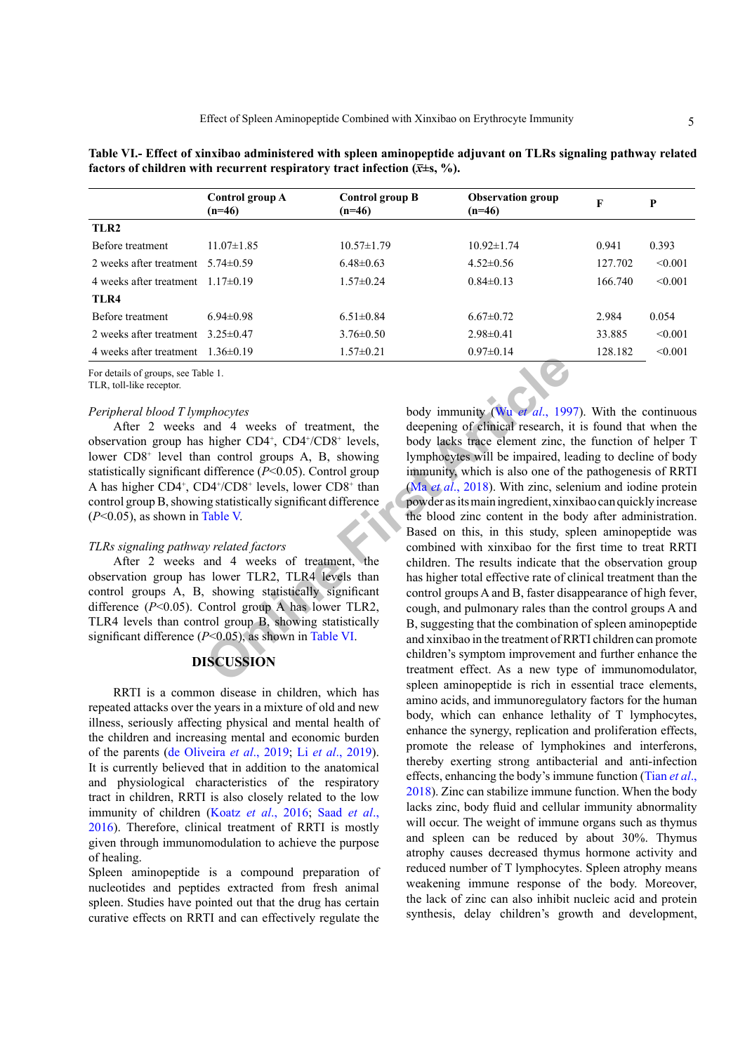**Table VI.- Effect of xinxibao administered with spleen aminopeptide adjuvant on TLRs signaling pathway related factors of children with recurrent respiratory tract infection ($\bar{x}$±s, %).**

| | Control group A (n=46) | Control group B (n=46) | Observation group (n=46) | F | P |
|---|---|---|---|---|---|
| **TLR2** | | | | | |
| Before treatment | 11.07±1.85 | 10.57±1.79 | 10.92±1.74 | 0.941 | 0.393 |
| 2 weeks after treatment | 5.74±0.59 | 6.48±0.63 | 4.52±0.56 | 127.702 | <0.001 |
| 4 weeks after treatment | 1.17±0.19 | 1.57±0.24 | 0.84±0.13 | 166.740 | <0.001 |
| **TLR4** | | | | | |
| Before treatment | 6.94±0.98 | 6.51±0.84 | 6.67±0.72 | 2.984 | 0.054 |
| 2 weeks after treatment | 3.25±0.47 | 3.76±0.50 | 2.98±0.41 | 33.885 | <0.001 |
| 4 weeks after treatment | 1.36±0.19 | 1.57±0.21 | 0.97±0.14 | 128.182 | <0.001 |

For details of groups, see Table 1.
TLR, toll-like receptor.

*Peripheral blood T lymphocytes*

After 2 weeks and 4 weeks of treatment, the observation group has higher $CD4^+$, $CD4^+/CD8^+$ levels, lower $CD8^+$ level than control groups A, B, showing statistically significant difference ($P<0.05$). Control group A has higher $CD4^+$, $CD4^+/CD8^+$ levels, lower $CD8^+$ than control group B, showing statistically significant difference ($P<0.05$), as shown in Table V.

*TLRs signaling pathway related factors*

After 2 weeks and 4 weeks of treatment, the observation group has lower TLR2, TLR4 levels than control groups A, B, showing statistically significant difference ($P<0.05$). Control group A has lower TLR2, TLR4 levels than control group B, showing statistically significant difference ($P<0.05$), as shown in Table VI.

## DISCUSSION

RRTI is a common disease in children, which has repeated attacks over the years in a mixture of old and new illness, seriously affecting physical and mental health of the children and increasing mental and economic burden of the parents (de Oliveira *et al*., 2019; Li *et al*., 2019). It is currently believed that in addition to the anatomical and physiological characteristics of the respiratory tract in children, RRTI is also closely related to the low immunity of children (Koatz *et al*., 2016; Saad *et al*., 2016). Therefore, clinical treatment of RRTI is mostly given through immunomodulation to achieve the purpose of healing.

Spleen aminopeptide is a compound preparation of nucleotides and peptides extracted from fresh animal spleen. Studies have pointed out that the drug has certain curative effects on RRTI and can effectively regulate the body immunity (Wu *et al*., 1997). With the continuous deepening of clinical research, it is found that when the body lacks trace element zinc, the function of helper T lymphocytes will be impaired, leading to decline of body immunity, which is also one of the pathogenesis of RRTI (Ma *et al*., 2018). With zinc, selenium and iodine protein powder as its main ingredient, xinxibao can quickly increase the blood zinc content in the body after administration. Based on this, in this study, spleen aminopeptide was combined with xinxibao for the first time to treat RRTI children. The results indicate that the observation group has higher total effective rate of clinical treatment than the control groups A and B, faster disappearance of high fever, cough, and pulmonary rales than the control groups A and B, suggesting that the combination of spleen aminopeptide and xinxibao in the treatment of RRTI children can promote children's symptom improvement and further enhance the treatment effect. As a new type of immunomodulator, spleen aminopeptide is rich in essential trace elements, amino acids, and immunoregulatory factors for the human body, which can enhance lethality of T lymphocytes, enhance the synergy, replication and proliferation effects, promote the release of lymphokines and interferons, thereby exerting strong antibacterial and anti-infection effects, enhancing the body's immune function (Tian *et al*., 2018). Zinc can stabilize immune function. When the body lacks zinc, body fluid and cellular immunity abnormality will occur. The weight of immune organs such as thymus and spleen can be reduced by about 30%. Thymus atrophy causes decreased thymus hormone activity and reduced number of T lymphocytes. Spleen atrophy means weakening immune response of the body. Moreover, the lack of zinc can also inhibit nucleic acid and protein synthesis, delay children's growth and development,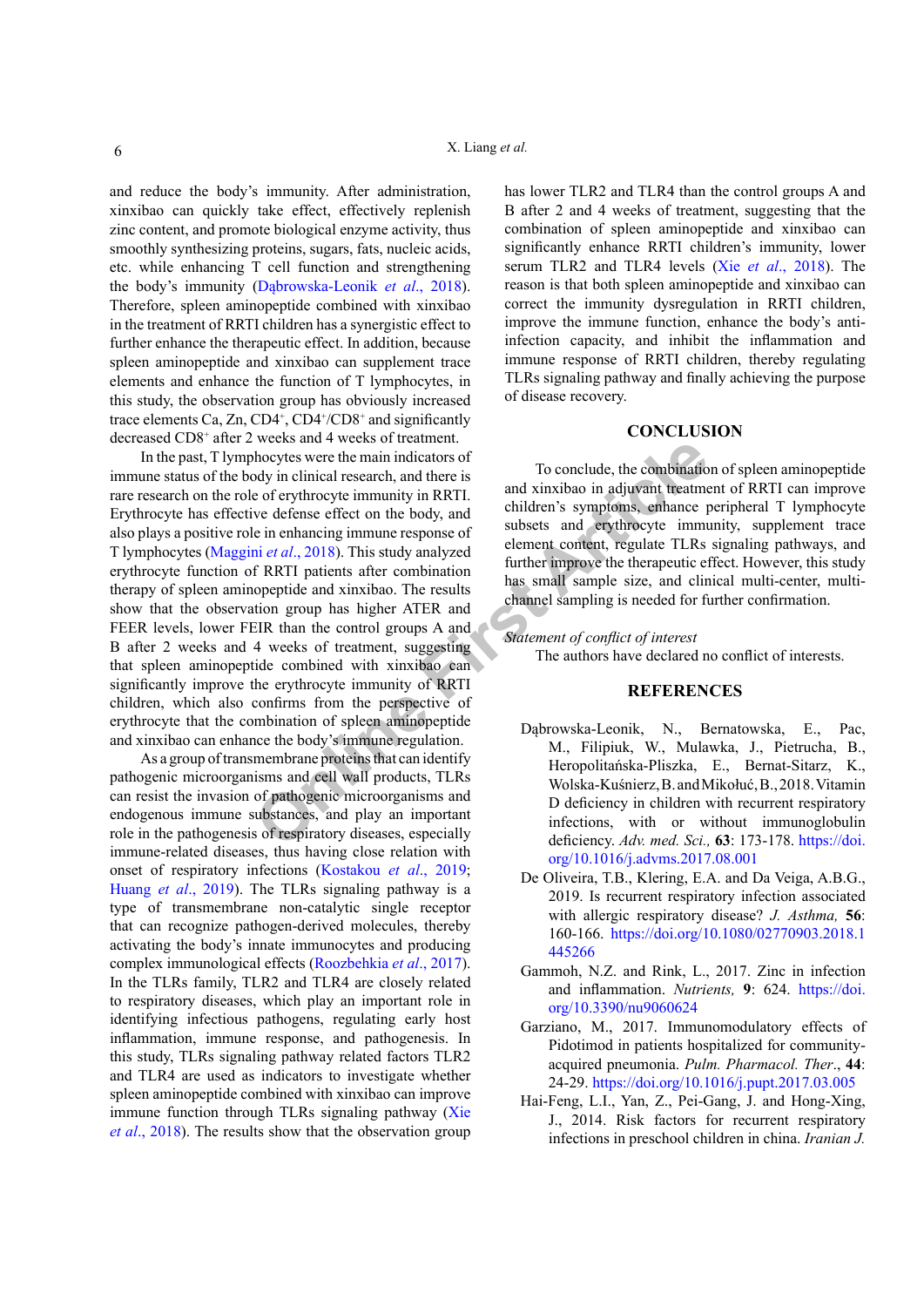and reduce the body's immunity. After administration, xinxibao can quickly take effect, effectively replenish zinc content, and promote biological enzyme activity, thus smoothly synthesizing proteins, sugars, fats, nucleic acids, etc. while enhancing T cell function and strengthening the body's immunity (Dąbrowska-Leonik *et al*., 2018). Therefore, spleen aminopeptide combined with xinxibao in the treatment of RRTI children has a synergistic effect to further enhance the therapeutic effect. In addition, because spleen aminopeptide and xinxibao can supplement trace elements and enhance the function of T lymphocytes, in this study, the observation group has obviously increased trace elements Ca, Zn, $CD4^+$, $CD4^+/CD8^+$ and significantly decreased $CD8^+$ after 2 weeks and 4 weeks of treatment.

In the past, T lymphocytes were the main indicators of immune status of the body in clinical research, and there is rare research on the role of erythrocyte immunity in RRTI. Erythrocyte has effective defense effect on the body, and also plays a positive role in enhancing immune response of T lymphocytes (Maggini *et al*., 2018). This study analyzed erythrocyte function of RRTI patients after combination therapy of spleen aminopeptide and xinxibao. The results show that the observation group has higher ATER and FEER levels, lower FEIR than the control groups A and B after 2 weeks and 4 weeks of treatment, suggesting that spleen aminopeptide combined with xinxibao can significantly improve the erythrocyte immunity of RRTI children, which also confirms from the perspective of erythrocyte that the combination of spleen aminopeptide and xinxibao can enhance the body's immune regulation.

As a group of transmembrane proteins that can identify pathogenic microorganisms and cell wall products, TLRs can resist the invasion of pathogenic microorganisms and endogenous immune substances, and play an important role in the pathogenesis of respiratory diseases, especially immune-related diseases, thus having close relation with onset of respiratory infections (Kostakou *et al*., 2019; Huang *et al*., 2019). The TLRs signaling pathway is a type of transmembrane non-catalytic single receptor that can recognize pathogen-derived molecules, thereby activating the body's innate immunocytes and producing complex immunological effects (Roozbehkia *et al*., 2017). In the TLRs family, TLR2 and TLR4 are closely related to respiratory diseases, which play an important role in identifying infectious pathogens, regulating early host inflammation, immune response, and pathogenesis. In this study, TLRs signaling pathway related factors TLR2 and TLR4 are used as indicators to investigate whether spleen aminopeptide combined with xinxibao can improve immune function through TLRs signaling pathway (Xie *et al*., 2018). The results show that the observation group has lower TLR2 and TLR4 than the control groups A and B after 2 and 4 weeks of treatment, suggesting that the combination of spleen aminopeptide and xinxibao can significantly enhance RRTI children's immunity, lower serum TLR2 and TLR4 levels (Xie *et al*., 2018). The reason is that both spleen aminopeptide and xinxibao can correct the immunity dysregulation in RRTI children, improve the immune function, enhance the body's anti-infection capacity, and inhibit the inflammation and immune response of RRTI children, thereby regulating TLRs signaling pathway and finally achieving the purpose of disease recovery.

## CONCLUSION

To conclude, the combination of spleen aminopeptide and xinxibao in adjuvant treatment of RRTI can improve children's symptoms, enhance peripheral T lymphocyte subsets and erythrocyte immunity, supplement trace element content, regulate TLRs signaling pathways, and further improve the therapeutic effect. However, this study has small sample size, and clinical multi-center, multi-channel sampling is needed for further confirmation.

*Statement of conflict of interest*

The authors have declared no conflict of interests.

## REFERENCES

Dąbrowska-Leonik, N., Bernatowska, E., Pac, M., Filipiuk, W., Mulawka, J., Pietrucha, B., Heropolitańska-Pliszka, E., Bernat-Sitarz, K., Wolska-Kuśnierz, B. and Mikołuć, B., 2018. Vitamin D deficiency in children with recurrent respiratory infections, with or without immunoglobulin deficiency. *Adv. med. Sci.,* **63**: 173-178. https://doi.org/10.1016/j.advms.2017.08.001

De Oliveira, T.B., Klering, E.A. and Da Veiga, A.B.G., 2019. Is recurrent respiratory infection associated with allergic respiratory disease? *J. Asthma,* **56**: 160-166. https://doi.org/10.1080/02770903.2018.1445266

Gammoh, N.Z. and Rink, L., 2017. Zinc in infection and inflammation. *Nutrients,* **9**: 624. https://doi.org/10.3390/nu9060624

Garziano, M., 2017. Immunomodulatory effects of Pidotimod in patients hospitalized for community-acquired pneumonia. *Pulm. Pharmacol. Ther*., **44**: 24-29. https://doi.org/10.1016/j.pupt.2017.03.005

Hai-Feng, L.I., Yan, Z., Pei-Gang, J. and Hong-Xing, J., 2014. Risk factors for recurrent respiratory infections in preschool children in china. *Iranian J.*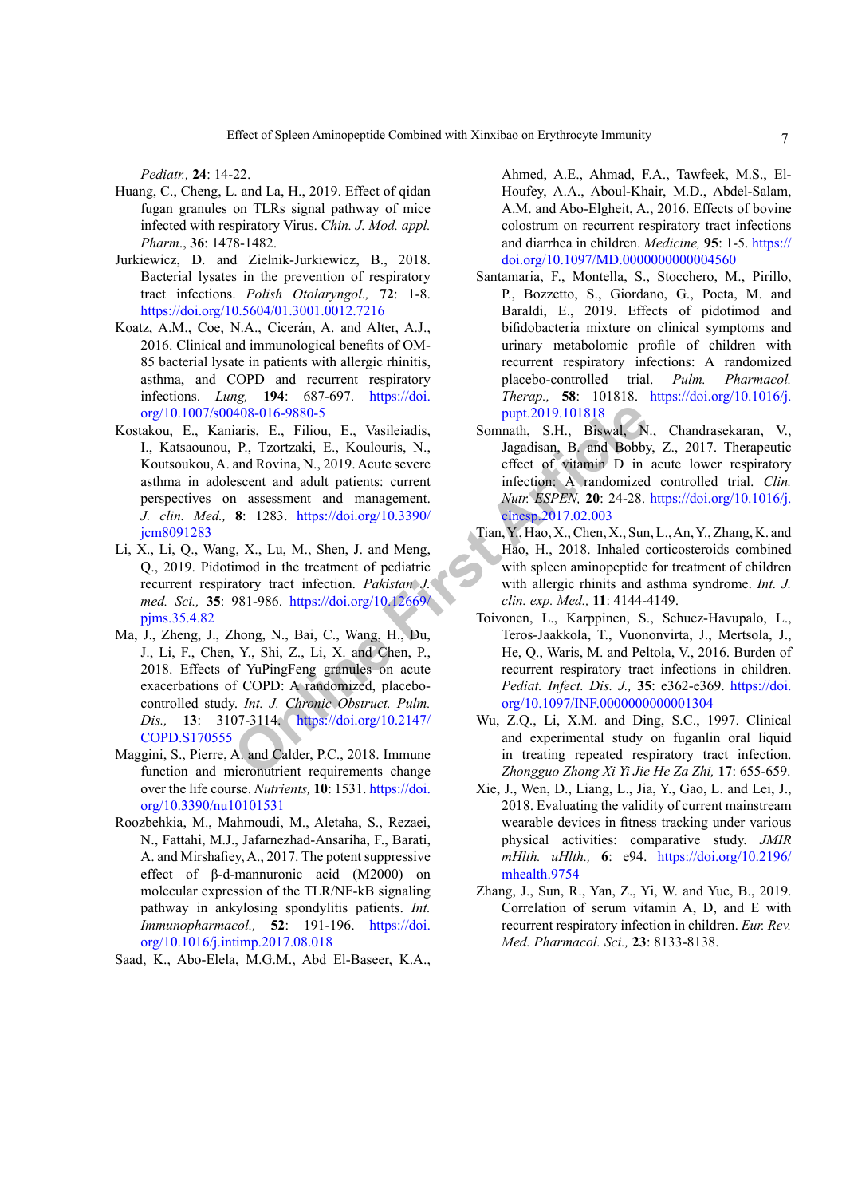*Pediatr.,* **24**: 14-22.

Huang, C., Cheng, L. and La, H., 2019. Effect of qidan fugan granules on TLRs signal pathway of mice infected with respiratory Virus. *Chin. J. Mod. appl. Pharm*., **36**: 1478-1482.

Jurkiewicz, D. and Zielnik-Jurkiewicz, B., 2018. Bacterial lysates in the prevention of respiratory tract infections. *Polish Otolaryngol.,* **72**: 1-8. https://doi.org/10.5604/01.3001.0012.7216

Koatz, A.M., Coe, N.A., Cicerán, A. and Alter, A.J., 2016. Clinical and immunological benefits of OM-85 bacterial lysate in patients with allergic rhinitis, asthma, and COPD and recurrent respiratory infections. *Lung,* **194**: 687-697. https://doi.org/10.1007/s00408-016-9880-5

Kostakou, E., Kaniaris, E., Filiou, E., Vasileiadis, I., Katsaounou, P., Tzortzaki, E., Koulouris, N., Koutsoukou, A. and Rovina, N., 2019. Acute severe asthma in adolescent and adult patients: current perspectives on assessment and management. *J. clin. Med.,* **8**: 1283. https://doi.org/10.3390/jcm8091283

Li, X., Li, Q., Wang, X., Lu, M., Shen, J. and Meng, Q., 2019. Pidotimod in the treatment of pediatric recurrent respiratory tract infection. *Pakistan J. med. Sci.,* **35**: 981-986. https://doi.org/10.12669/pjms.35.4.82

Ma, J., Zheng, J., Zhong, N., Bai, C., Wang, H., Du, J., Li, F., Chen, Y., Shi, Z., Li, X. and Chen, P., 2018. Effects of YuPingFeng granules on acute exacerbations of COPD: A randomized, placebo-controlled study. *Int. J. Chronic Obstruct. Pulm. Dis.,* **13**: 3107-3114. https://doi.org/10.2147/COPD.S170555

Maggini, S., Pierre, A. and Calder, P.C., 2018. Immune function and micronutrient requirements change over the life course. *Nutrients,* **10**: 1531. https://doi.org/10.3390/nu10101531

Roozbehkia, M., Mahmoudi, M., Aletaha, S., Rezaei, N., Fattahi, M.J., Jafarnezhad-Ansariha, F., Barati, A. and Mirshafiey, A., 2017. The potent suppressive effect of β-d-mannuronic acid (M2000) on molecular expression of the TLR/NF-kB signaling pathway in ankylosing spondylitis patients. *Int. Immunopharmacol.,* **52**: 191-196. https://doi.org/10.1016/j.intimp.2017.08.018

Saad, K., Abo-Elela, M.G.M., Abd El-Baseer, K.A., Ahmed, A.E., Ahmad, F.A., Tawfeek, M.S., El-Houfey, A.A., Aboul-Khair, M.D., Abdel-Salam, A.M. and Abo-Elgheit, A., 2016. Effects of bovine colostrum on recurrent respiratory tract infections and diarrhea in children. *Medicine,* **95**: 1-5. https://doi.org/10.1097/MD.0000000000004560

Santamaria, F., Montella, S., Stocchero, M., Pirillo, P., Bozzetto, S., Giordano, G., Poeta, M. and Baraldi, E., 2019. Effects of pidotimod and bifidobacteria mixture on clinical symptoms and urinary metabolomic profile of children with recurrent respiratory infections: A randomized placebo-controlled trial. *Pulm. Pharmacol. Therap.,* **58**: 101818. https://doi.org/10.1016/j.pupt.2019.101818

Somnath, S.H., Biswal, N., Chandrasekaran, V., Jagadisan, B. and Bobby, Z., 2017. Therapeutic effect of vitamin D in acute lower respiratory infection: A randomized controlled trial. *Clin. Nutr. ESPEN,* **20**: 24-28. https://doi.org/10.1016/j.clnesp.2017.02.003

Tian, Y., Hao, X., Chen, X., Sun, L., An, Y., Zhang, K. and Hao, H., 2018. Inhaled corticosteroids combined with spleen aminopeptide for treatment of children with allergic rhinits and asthma syndrome. *Int. J. clin. exp. Med.,* **11**: 4144-4149.

Toivonen, L., Karppinen, S., Schuez-Havupalo, L., Teros-Jaakkola, T., Vuononvirta, J., Mertsola, J., He, Q., Waris, M. and Peltola, V., 2016. Burden of recurrent respiratory tract infections in children. *Pediat. Infect. Dis. J.,* **35**: e362-e369. https://doi.org/10.1097/INF.0000000000001304

Wu, Z.Q., Li, X.M. and Ding, S.C., 1997. Clinical and experimental study on fuganlin oral liquid in treating repeated respiratory tract infection. *Zhongguo Zhong Xi Yi Jie He Za Zhi,* **17**: 655-659.

Xie, J., Wen, D., Liang, L., Jia, Y., Gao, L. and Lei, J., 2018. Evaluating the validity of current mainstream wearable devices in fitness tracking under various physical activities: comparative study. *JMIR mHlth. uHlth.,* **6**: e94. https://doi.org/10.2196/mhealth.9754

Zhang, J., Sun, R., Yan, Z., Yi, W. and Yue, B., 2019. Correlation of serum vitamin A, D, and E with recurrent respiratory infection in children. *Eur. Rev. Med. Pharmacol. Sci.,* **23**: 8133-8138.